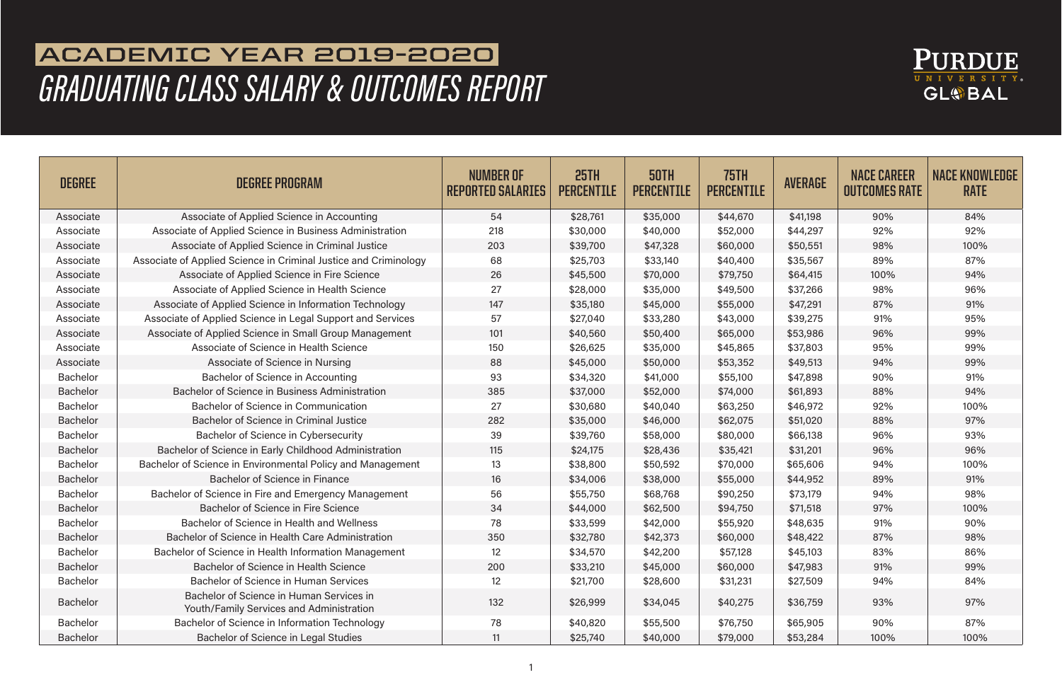# ACADEMIC YEAR 2019-2020

## GRADUATING CLASS SALARY & OUTCOMES REPORT

PURDUE UNIVERSITY GLOBAL

| DEGREE | DEGREE PROGRAM | NUMBER OF REPORTED SALARIES | 25TH PERCENTILE | 50TH PERCENTILE | 75TH PERCENTILE | AVERAGE | NACE CAREER OUTCOMES RATE | NACE KNOWLEDGE RATE |
|---|---|---|---|---|---|---|---|---|
| Associate | Associate of Applied Science in Accounting | 54 | $28,761 | $35,000 | $44,670 | $41,198 | 90% | 84% |
| Associate | Associate of Applied Science in Business Administration | 218 | $30,000 | $40,000 | $52,000 | $44,297 | 92% | 92% |
| Associate | Associate of Applied Science in Criminal Justice | 203 | $39,700 | $47,328 | $60,000 | $50,551 | 98% | 100% |
| Associate | Associate of Applied Science in Criminal Justice and Criminology | 68 | $25,703 | $33,140 | $40,400 | $35,567 | 89% | 87% |
| Associate | Associate of Applied Science in Fire Science | 26 | $45,500 | $70,000 | $79,750 | $64,415 | 100% | 94% |
| Associate | Associate of Applied Science in Health Science | 27 | $28,000 | $35,000 | $49,500 | $37,266 | 98% | 96% |
| Associate | Associate of Applied Science in Information Technology | 147 | $35,180 | $45,000 | $55,000 | $47,291 | 87% | 91% |
| Associate | Associate of Applied Science in Legal Support and Services | 57 | $27,040 | $33,280 | $43,000 | $39,275 | 91% | 95% |
| Associate | Associate of Applied Science in Small Group Management | 101 | $40,560 | $50,400 | $65,000 | $53,986 | 96% | 99% |
| Associate | Associate of Science in Health Science | 150 | $26,625 | $35,000 | $45,865 | $37,803 | 95% | 99% |
| Associate | Associate of Science in Nursing | 88 | $45,000 | $50,000 | $53,352 | $49,513 | 94% | 99% |
| Bachelor | Bachelor of Science in Accounting | 93 | $34,320 | $41,000 | $55,100 | $47,898 | 90% | 91% |
| Bachelor | Bachelor of Science in Business Administration | 385 | $37,000 | $52,000 | $74,000 | $61,893 | 88% | 94% |
| Bachelor | Bachelor of Science in Communication | 27 | $30,680 | $40,040 | $63,250 | $46,972 | 92% | 100% |
| Bachelor | Bachelor of Science in Criminal Justice | 282 | $35,000 | $46,000 | $62,075 | $51,020 | 88% | 97% |
| Bachelor | Bachelor of Science in Cybersecurity | 39 | $39,760 | $58,000 | $80,000 | $66,138 | 96% | 93% |
| Bachelor | Bachelor of Science in Early Childhood Administration | 115 | $24,175 | $28,436 | $35,421 | $31,201 | 96% | 96% |
| Bachelor | Bachelor of Science in Environmental Policy and Management | 13 | $38,800 | $50,592 | $70,000 | $65,606 | 94% | 100% |
| Bachelor | Bachelor of Science in Finance | 16 | $34,006 | $38,000 | $55,000 | $44,952 | 89% | 91% |
| Bachelor | Bachelor of Science in Fire and Emergency Management | 56 | $55,750 | $68,768 | $90,250 | $73,179 | 94% | 98% |
| Bachelor | Bachelor of Science in Fire Science | 34 | $44,000 | $62,500 | $94,750 | $71,518 | 97% | 100% |
| Bachelor | Bachelor of Science in Health and Wellness | 78 | $33,599 | $42,000 | $55,920 | $48,635 | 91% | 90% |
| Bachelor | Bachelor of Science in Health Care Administration | 350 | $32,780 | $42,373 | $60,000 | $48,422 | 87% | 98% |
| Bachelor | Bachelor of Science in Health Information Management | 12 | $34,570 | $42,200 | $57,128 | $45,103 | 83% | 86% |
| Bachelor | Bachelor of Science in Health Science | 200 | $33,210 | $45,000 | $60,000 | $47,983 | 91% | 99% |
| Bachelor | Bachelor of Science in Human Services | 12 | $21,700 | $28,600 | $31,231 | $27,509 | 94% | 84% |
| Bachelor | Bachelor of Science in Human Services in Youth/Family Services and Administration | 132 | $26,999 | $34,045 | $40,275 | $36,759 | 93% | 97% |
| Bachelor | Bachelor of Science in Information Technology | 78 | $40,820 | $55,500 | $76,750 | $65,905 | 90% | 87% |
| Bachelor | Bachelor of Science in Legal Studies | 11 | $25,740 | $40,000 | $79,000 | $53,284 | 100% | 100% |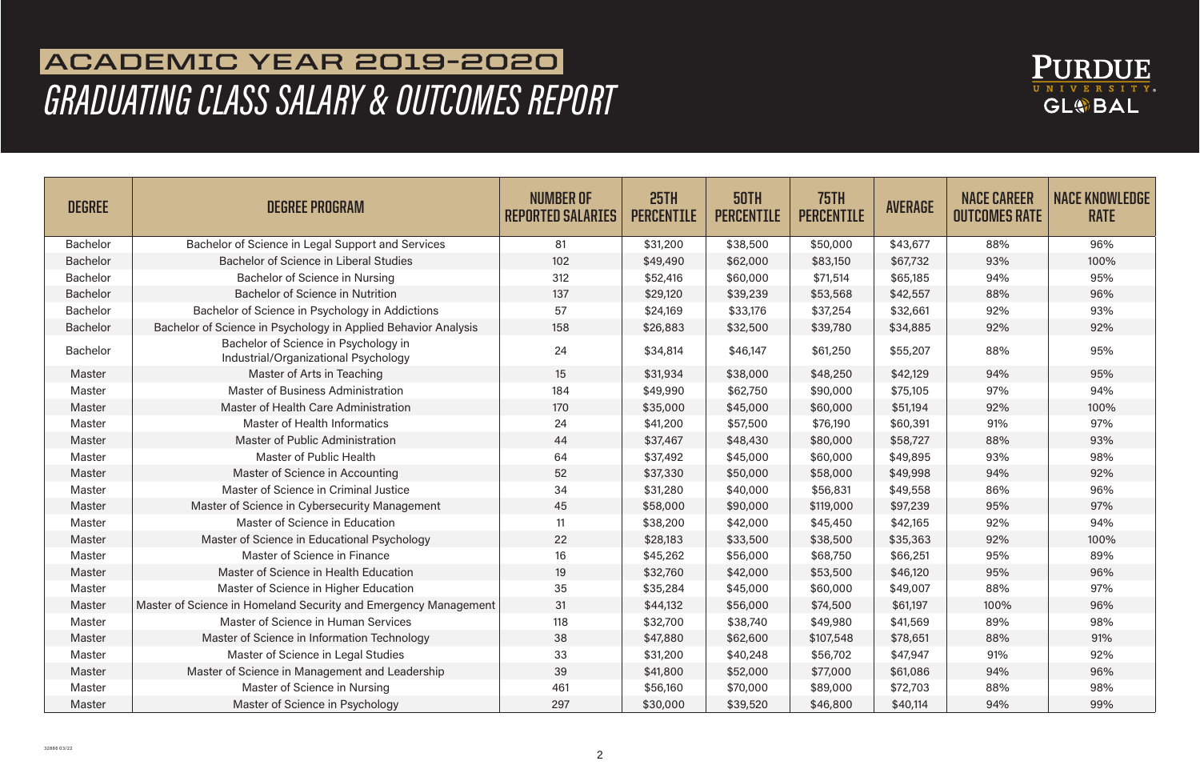## ACADEMIC YEAR 2019-2020

# GRADUATING CLASS SALARY & OUTCOMES REPORT

PURDUE UNIVERSITY GLOBAL

| DEGREE | DEGREE PROGRAM | NUMBER OF REPORTED SALARIES | 25TH PERCENTILE | 50TH PERCENTILE | 75TH PERCENTILE | AVERAGE | NACE CAREER OUTCOMES RATE | NACE KNOWLEDGE RATE |
|---|---|---|---|---|---|---|---|---|
| Bachelor | Bachelor of Science in Legal Support and Services | 81 | $31,200 | $38,500 | $50,000 | $43,677 | 88% | 96% |
| Bachelor | Bachelor of Science in Liberal Studies | 102 | $49,490 | $62,000 | $83,150 | $67,732 | 93% | 100% |
| Bachelor | Bachelor of Science in Nursing | 312 | $52,416 | $60,000 | $71,514 | $65,185 | 94% | 95% |
| Bachelor | Bachelor of Science in Nutrition | 137 | $29,120 | $39,239 | $53,568 | $42,557 | 88% | 96% |
| Bachelor | Bachelor of Science in Psychology in Addictions | 57 | $24,169 | $33,176 | $37,254 | $32,661 | 92% | 93% |
| Bachelor | Bachelor of Science in Psychology in Applied Behavior Analysis | 158 | $26,883 | $32,500 | $39,780 | $34,885 | 92% | 92% |
| Bachelor | Bachelor of Science in Psychology in Industrial/Organizational Psychology | 24 | $34,814 | $46,147 | $61,250 | $55,207 | 88% | 95% |
| Master | Master of Arts in Teaching | 15 | $31,934 | $38,000 | $48,250 | $42,129 | 94% | 95% |
| Master | Master of Business Administration | 184 | $49,990 | $62,750 | $90,000 | $75,105 | 97% | 94% |
| Master | Master of Health Care Administration | 170 | $35,000 | $45,000 | $60,000 | $51,194 | 92% | 100% |
| Master | Master of Health Informatics | 24 | $41,200 | $57,500 | $76,190 | $60,391 | 91% | 97% |
| Master | Master of Public Administration | 44 | $37,467 | $48,430 | $80,000 | $58,727 | 88% | 93% |
| Master | Master of Public Health | 64 | $37,492 | $45,000 | $60,000 | $49,895 | 93% | 98% |
| Master | Master of Science in Accounting | 52 | $37,330 | $50,000 | $58,000 | $49,998 | 94% | 92% |
| Master | Master of Science in Criminal Justice | 34 | $31,280 | $40,000 | $56,831 | $49,558 | 86% | 96% |
| Master | Master of Science in Cybersecurity Management | 45 | $58,000 | $90,000 | $119,000 | $97,239 | 95% | 97% |
| Master | Master of Science in Education | 11 | $38,200 | $42,000 | $45,450 | $42,165 | 92% | 94% |
| Master | Master of Science in Educational Psychology | 22 | $28,183 | $33,500 | $38,500 | $35,363 | 92% | 100% |
| Master | Master of Science in Finance | 16 | $45,262 | $56,000 | $68,750 | $66,251 | 95% | 89% |
| Master | Master of Science in Health Education | 19 | $32,760 | $42,000 | $53,500 | $46,120 | 95% | 96% |
| Master | Master of Science in Higher Education | 35 | $35,284 | $45,000 | $60,000 | $49,007 | 88% | 97% |
| Master | Master of Science in Homeland Security and Emergency Management | 31 | $44,132 | $56,000 | $74,500 | $61,197 | 100% | 96% |
| Master | Master of Science in Human Services | 118 | $32,700 | $38,740 | $49,980 | $41,569 | 89% | 98% |
| Master | Master of Science in Information Technology | 38 | $47,880 | $62,600 | $107,548 | $78,651 | 88% | 91% |
| Master | Master of Science in Legal Studies | 33 | $31,200 | $40,248 | $56,702 | $47,947 | 91% | 92% |
| Master | Master of Science in Management and Leadership | 39 | $41,800 | $52,000 | $77,000 | $61,086 | 94% | 96% |
| Master | Master of Science in Nursing | 461 | $56,160 | $70,000 | $89,000 | $72,703 | 88% | 98% |
| Master | Master of Science in Psychology | 297 | $30,000 | $39,520 | $46,800 | $40,114 | 94% | 99% |

32886 03/22